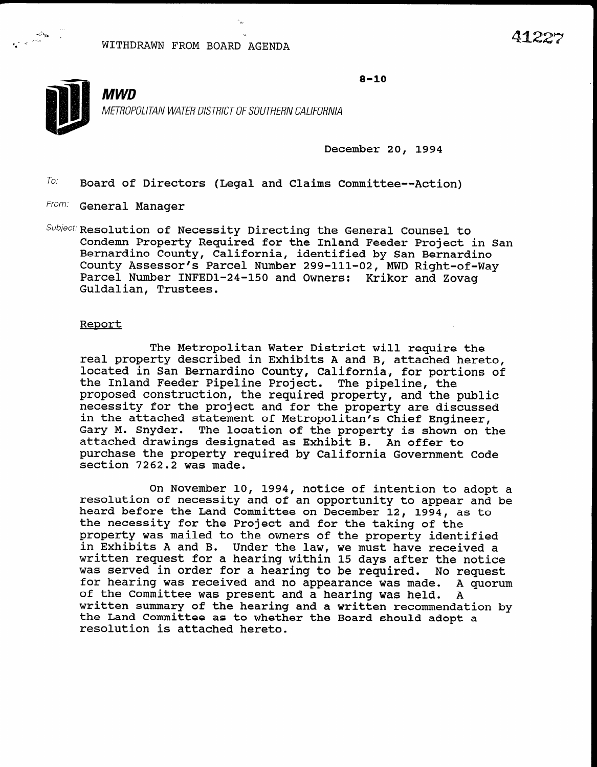WITHDRAWN FROM BOARD AGENDA

41227

8-10

**MWD**

*METROPOLITAN WATER DISTRICT OF SOUTHERN CALIFORNIA*

December 20, 1994

To: Board of Directors (Legal and Claims Committee--Action)

From: General Manager

Subject: Resolution of Necessity Directing the General Counsel to Condemn Property Required for the Inland Feeder Project in San Bernardino County, California, identified by San Bernardino County Assessor's Parcel Number 299-111-02, MWD Right-of-Way Parcel Number INFED1-24-150 and Owners: Krikor and Zovag Guldalian, Trustees.

## Report

The Metropolitan Water District will require the real property described in Exhibits A and B, attached hereto, located in San Bernardino County, California, for portions of the Inland Feeder Pipeline Project. The pipeline, the proposed construction, the required property, and the public necessity for the project and for the property are discussed in the attached statement of Metropolitan's Chief Engineer, Gary M. Snyder. The location of the property is shown on the attached drawings designated as Exhibit B. An offer to purchase the property required by California Government Code section 7262.2 was made.

On November 10, 1994, notice of intention to adopt a resolution of necessity and of an opportunity to appear and be heard before the Land Committee on December 12, 1994, as to the necessity for the Project and for the taking of the property was mailed to the owners of the property identified in Exhibits A and B. Under the law, we must have received a written request for a hearing within 15 days after the notice was served in order for a hearing to be required. No request for hearing was received and no appearance was made. A quorum of the Committee was present and a hearing was held. A written summary of the hearing and a written recommendation by the Land Committee as to whether the Board should adopt a resolution is attached hereto.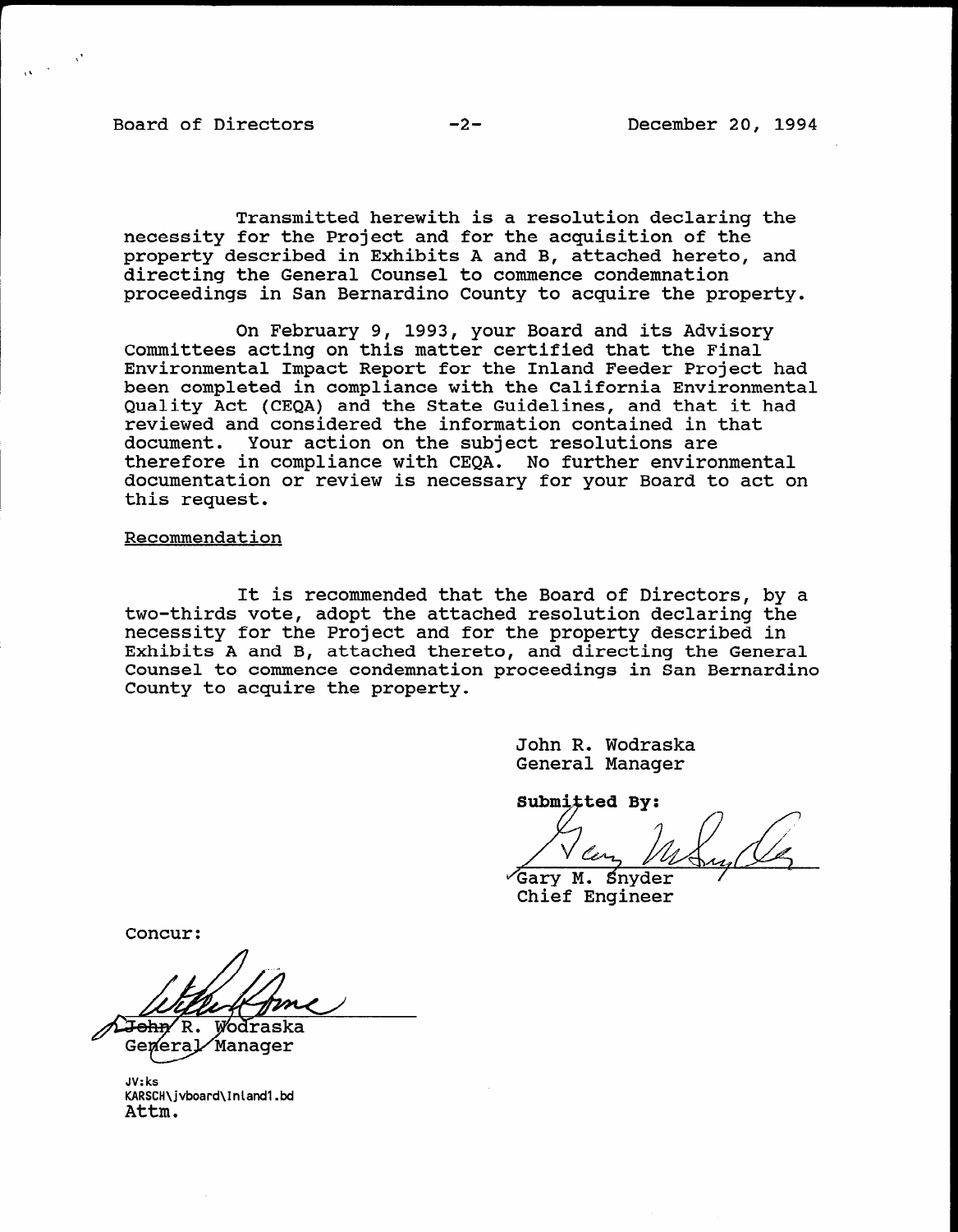Transmitted herewith is a resolution declaring the necessity for the Project and for the acquisition of the property described in Exhibits A and B, attached hereto, and directing the General Counsel to commence condemnation proceedings in San Bernardino County to acquire the property.

On February 9, 1993, your Board and its Advisory Committees acting on this matter certified that the Final Environmental Impact Report for the Inland Feeder Project had been completed in compliance with the California Environmental Quality Act (CEQA) and the State Guidelines, and that it had reviewed and considered the information contained in that document. Your action on the subject resolutions are therefore in compliance with CEQA. No further environmental documentation or review is necessary for your Board to act on this request.

Recommendation

It is recommended that the Board of Directors, by a two-thirds vote, adopt the attached resolution declaring the necessity for the Project and for the property described in Exhibits A and B, attached thereto, and directing the General Counsel to commence condemnation proceedings in San Bernardino County to acquire the property.

John R. Wodraska
General Manager

**Submitted By:**

Gary M. Snyder
Chief Engineer

Concur:

John R. Wodraska
General Manager

JV:ks
KARSCH\jvboard\Inland1.bd
Attm.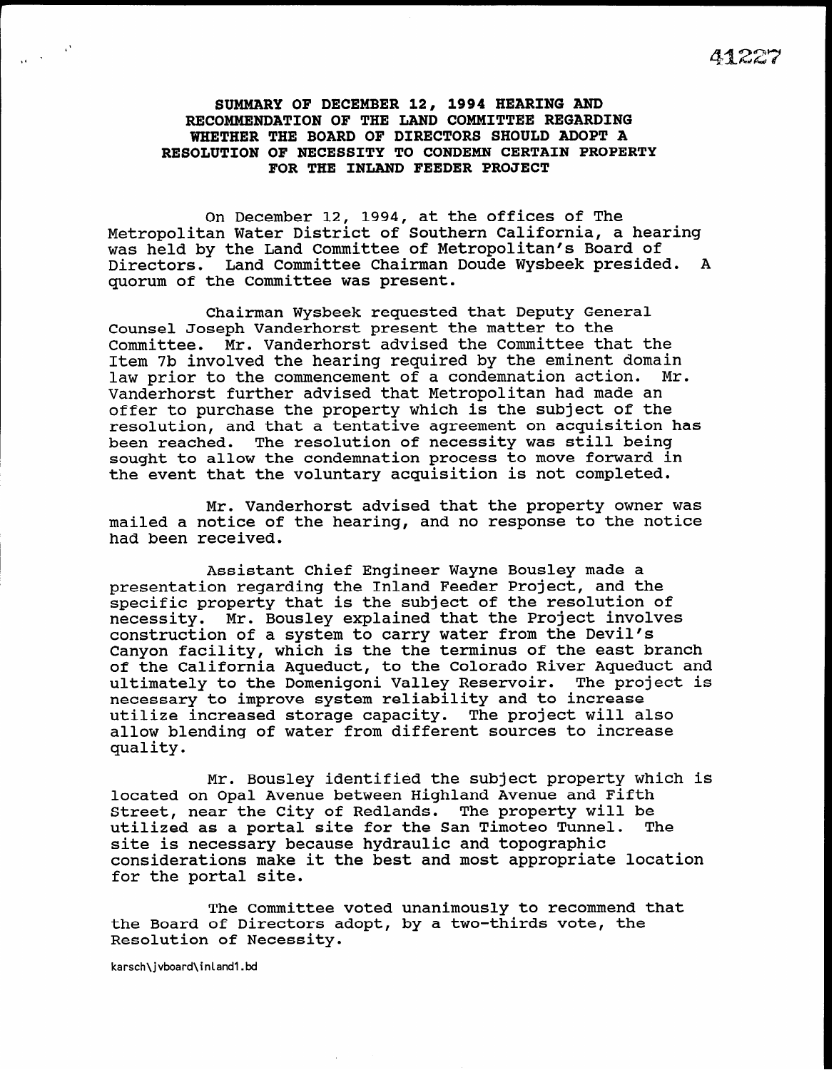# SUMMARY OF DECEMBER 12, 1994 HEARING AND RECOMMENDATION OF THE LAND COMMITTEE REGARDING WHETHER THE BOARD OF DIRECTORS SHOULD ADOPT A RESOLUTION OF NECESSITY TO CONDEMN CERTAIN PROPERTY FOR THE INLAND FEEDER PROJECT

On December 12, 1994, at the offices of The Metropolitan Water District of Southern California, a hearing was held by the Land Committee of Metropolitan's Board of Directors. Land Committee Chairman Doude Wysbeek presided. A quorum of the Committee was present.

Chairman Wysbeek requested that Deputy General Counsel Joseph Vanderhorst present the matter to the Committee. Mr. Vanderhorst advised the Committee that the Item 7b involved the hearing required by the eminent domain law prior to the commencement of a condemnation action. Mr. Vanderhorst further advised that Metropolitan had made an offer to purchase the property which is the subject of the resolution, and that a tentative agreement on acquisition has been reached. The resolution of necessity was still being sought to allow the condemnation process to move forward in the event that the voluntary acquisition is not completed.

Mr. Vanderhorst advised that the property owner was mailed a notice of the hearing, and no response to the notice had been received.

Assistant Chief Engineer Wayne Bousley made a presentation regarding the Inland Feeder Project, and the specific property that is the subject of the resolution of necessity. Mr. Bousley explained that the Project involves construction of a system to carry water from the Devil's Canyon facility, which is the the terminus of the east branch of the California Aqueduct, to the Colorado River Aqueduct and ultimately to the Domenigoni Valley Reservoir. The project is necessary to improve system reliability and to increase utilize increased storage capacity. The project will also allow blending of water from different sources to increase quality.

Mr. Bousley identified the subject property which is located on Opal Avenue between Highland Avenue and Fifth Street, near the City of Redlands. The property will be utilized as a portal site for the San Timoteo Tunnel. The site is necessary because hydraulic and topographic considerations make it the best and most appropriate location for the portal site.

The Committee voted unanimously to recommend that the Board of Directors adopt, by a two-thirds vote, the Resolution of Necessity.

karsch\jvboard\inland1.bd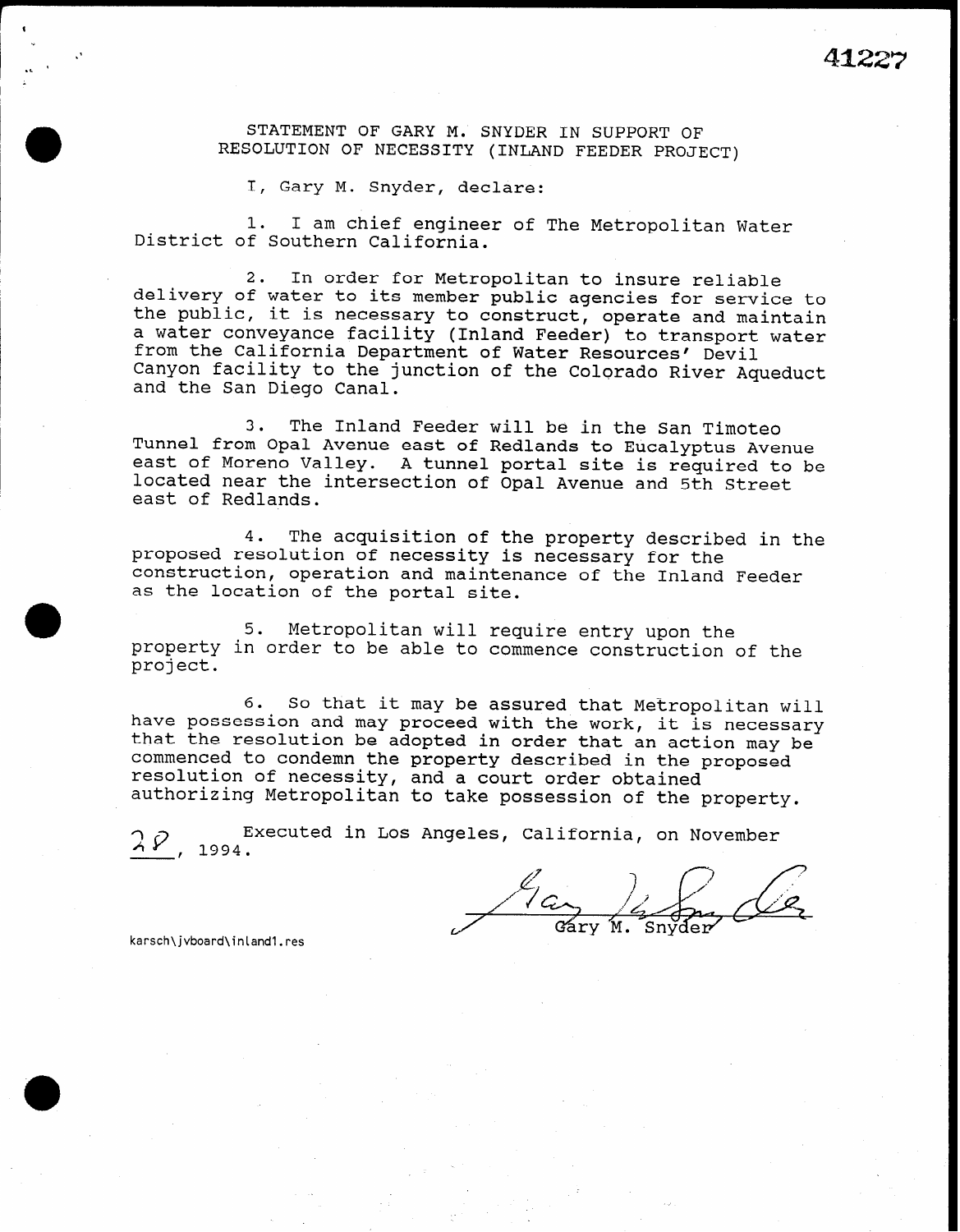41227

STATEMENT OF GARY M. SNYDER IN SUPPORT OF RESOLUTION OF NECESSITY (INLAND FEEDER PROJECT)

I, Gary M. Snyder, declare:

1. I am chief engineer of The Metropolitan Water District of Southern California.

2. In order for Metropolitan to insure reliable delivery of water to its member public agencies for service to the public, it is necessary to construct, operate and maintain a water conveyance facility (Inland Feeder) to transport water from the California Department of Water Resources' Devil Canyon facility to the junction of the Colorado River Aqueduct and the San Diego Canal.

3. The Inland Feeder will be in the San Timoteo Tunnel from Opal Avenue east of Redlands to Eucalyptus Avenue east of Moreno Valley. A tunnel portal site is required to be located near the intersection of Opal Avenue and 5th Street east of Redlands.

4. The acquisition of the property described in the proposed resolution of necessity is necessary for the construction, operation and maintenance of the Inland Feeder as the location of the portal site.

5. Metropolitan will require entry upon the property in order to be able to commence construction of the project.

6. So that it may be assured that Metropolitan will have possession and may proceed with the work, it is necessary that the resolution be adopted in order that an action may be commenced to condemn the property described in the proposed resolution of necessity, and a court order obtained authorizing Metropolitan to take possession of the property.

Executed in Los Angeles, California, on November 28, 1994.

Gary M. Snyder

karsch\jvboard\inland1.res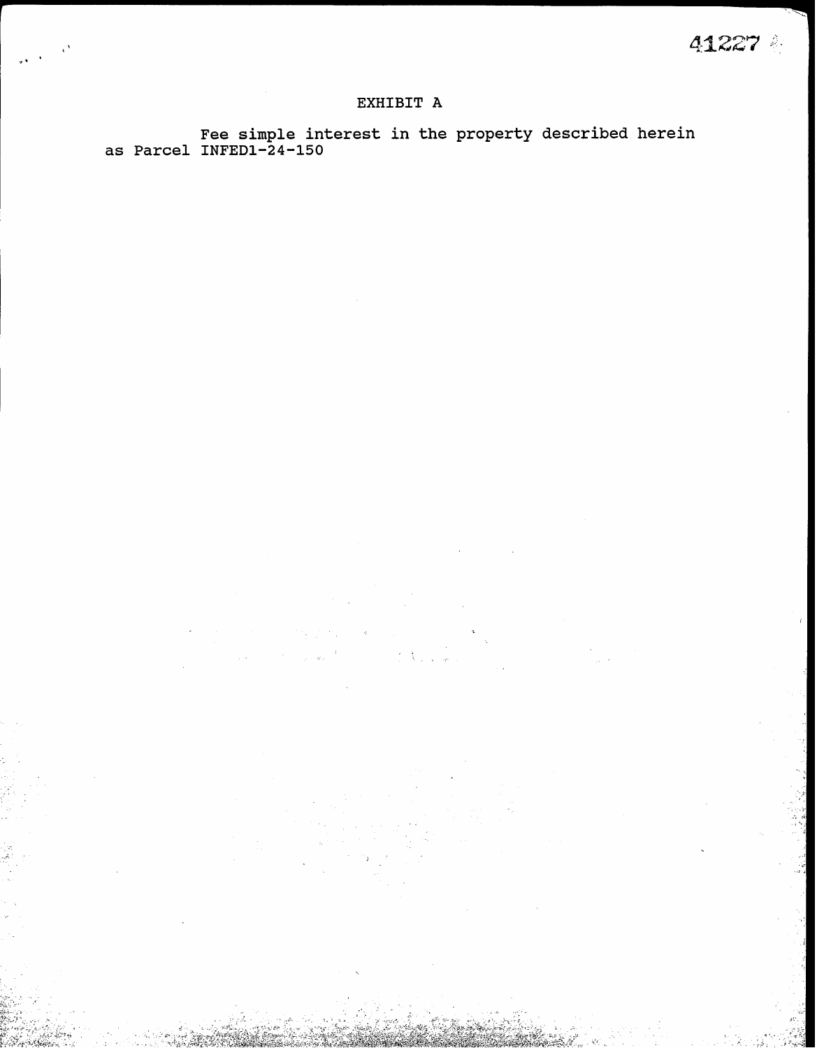# EXHIBIT A

Fee simple interest in the property described herein as Parcel INFED1-24-150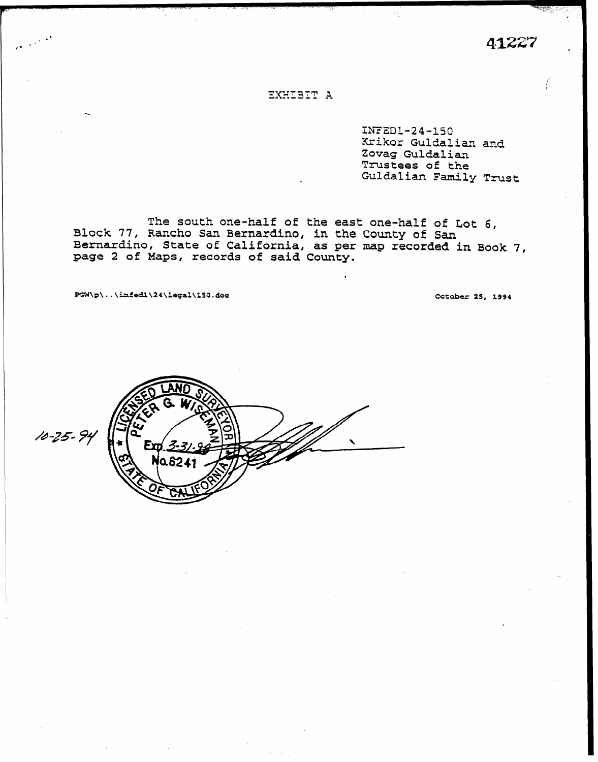41227

# EXHIBIT A

INFED1-24-150
Krikor Guldalian and
Zovag Guldalian
Trustees of the
Guldalian Family Trust

The south one-half of the east one-half of Lot 6, Block 77, Rancho San Bernardino, in the County of San Bernardino, State of California, as per map recorded in Book 7, page 2 of Maps, records of said County.

PGW\p\..\infed1\24\legal\150.doc

October 25, 1994

10-25-94

LICENSED LAND SURVEYOR
PETER G. WISEMAN
Exp. 3-31-98
No. 6241
STATE OF CALIFORNIA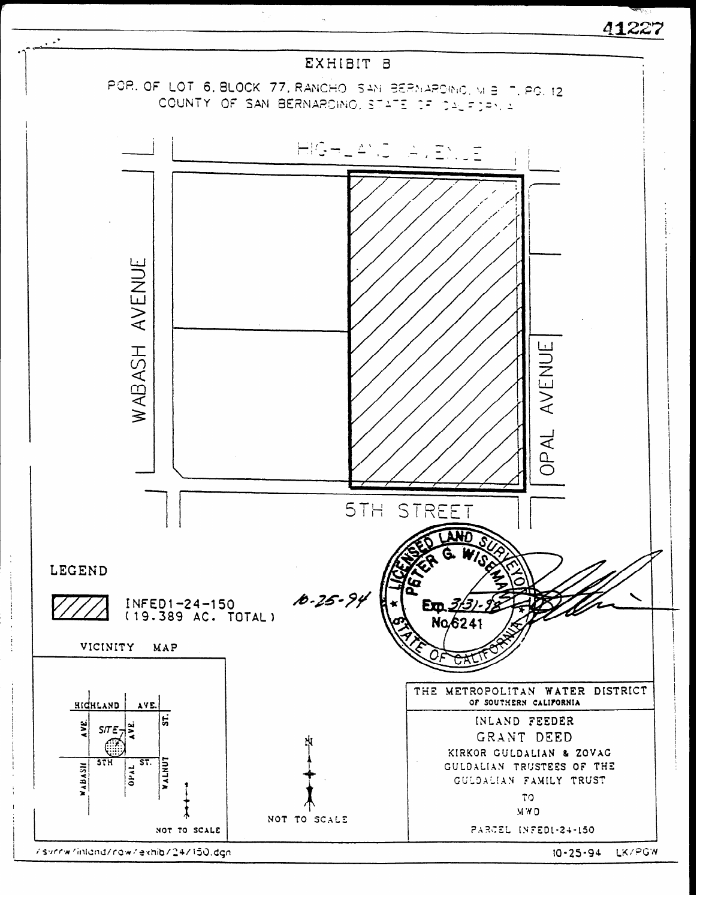41227

# EXHIBIT B

POR. OF LOT 6, BLOCK 77, RANCHO SAN BERNARDINO, M.B. 7, PG. 12
COUNTY OF SAN BERNARDINO, STATE OF CALIFORNIA

HIGHLAND AVENUE

WABASH AVENUE

OPAL AVENUE

5TH STREET

LEGEND

INFED1-24-150
(19.389 AC. TOTAL)

10-25-94

LICENSED LAND SURVEYOR
PETER G. WISEMAN
Exp. 3/31/98
No. 6241
STATE OF CALIFORNIA

VICINITY MAP

HIGHLAND AVE.
WABASH AVE.
SITE
OPAL AVE.
5TH ST.
WALNUT ST.

NOT TO SCALE

N

NOT TO SCALE

THE METROPOLITAN WATER DISTRICT
OF SOUTHERN CALIFORNIA

INLAND FEEDER
GRANT DEED
KIRKOR GULDALIAN & ZOVAG
GULDALIAN TRUSTEES OF THE
GULDALIAN FAMILY TRUST
TO
MWD
PARCEL INFED1-24-150

/survw/inland/row/exhib/24/150.dgn

10-25-94 LK/PGW